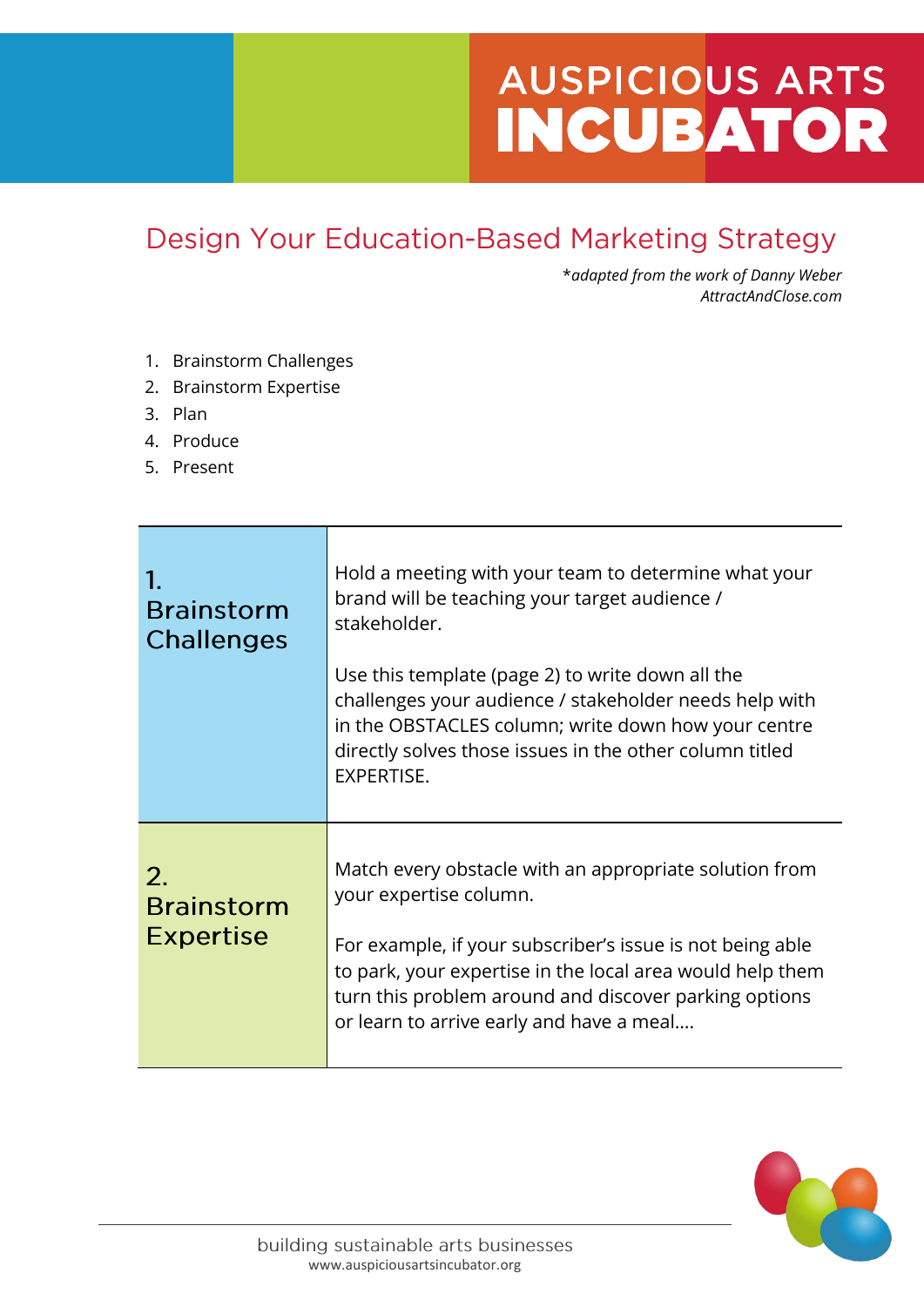# AUSPICIOUS ARTS INCUBATOR

## Design Your Education-Based Marketing Strategy

*\*adapted from the work of Danny Weber*
*AttractAndClose.com*

1. Brainstorm Challenges
2. Brainstorm Expertise
3. Plan
4. Produce
5. Present

| | |
|---|---|
| **1. Brainstorm Challenges** | Hold a meeting with your team to determine what your brand will be teaching your target audience / stakeholder.<br><br>Use this template (page 2) to write down all the challenges your audience / stakeholder needs help with in the OBSTACLES column; write down how your centre directly solves those issues in the other column titled EXPERTISE. |
| **2. Brainstorm Expertise** | Match every obstacle with an appropriate solution from your expertise column.<br><br>For example, if your subscriber's issue is not being able to park, your expertise in the local area would help them turn this problem around and discover parking options or learn to arrive early and have a meal.... |

building sustainable arts businesses
www.auspiciousartsincubator.org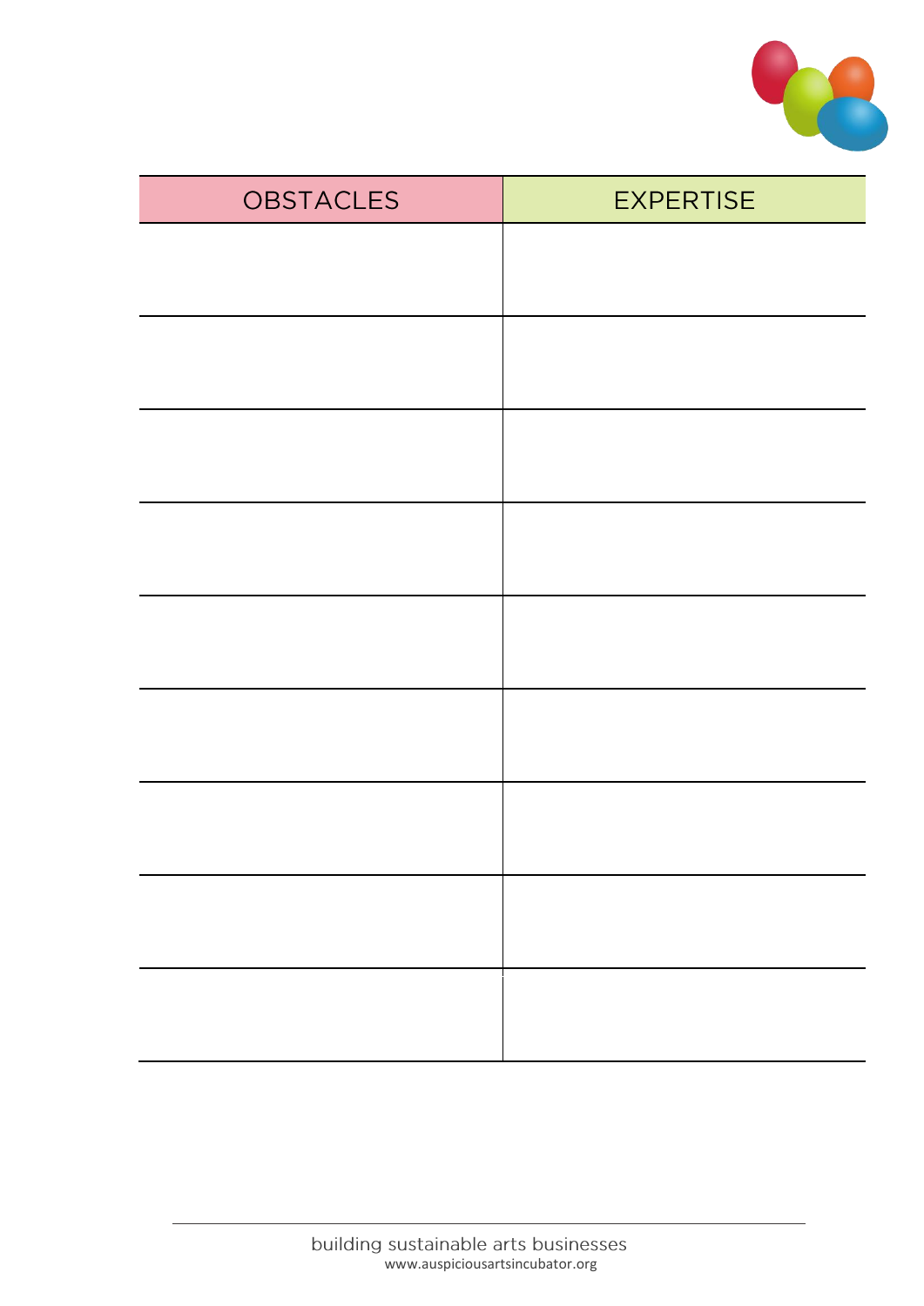| OBSTACLES | EXPERTISE |
| --- | --- |
| | |
| | |
| | |
| | |
| | |
| | |
| | |
| | |
| | |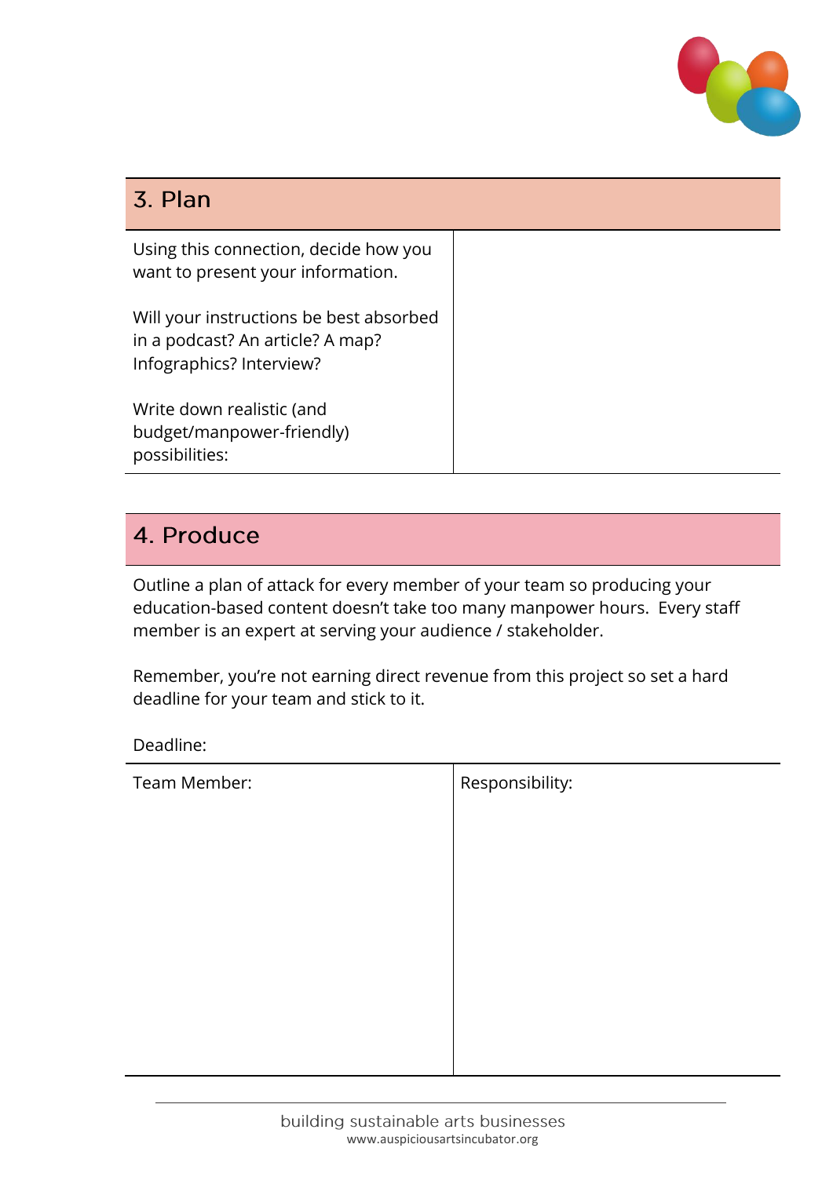## 3. Plan

| Using this connection, decide how you want to present your information.<br><br>Will your instructions be best absorbed in a podcast? An article? A map? Infographics? Interview?<br><br>Write down realistic (and budget/manpower-friendly) possibilities: | |
|---|---|

## 4. Produce

Outline a plan of attack for every member of your team so producing your education-based content doesn't take too many manpower hours. Every staff member is an expert at serving your audience / stakeholder.

Remember, you're not earning direct revenue from this project so set a hard deadline for your team and stick to it.

Deadline:

| Team Member: | Responsibility: |
|---|---|
| | |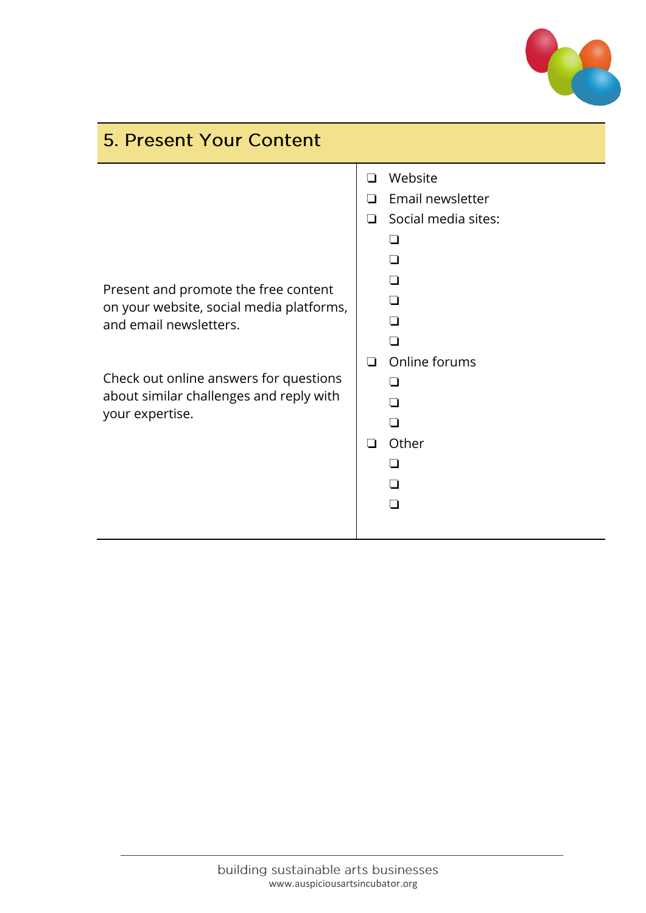## 5. Present Your Content

| | |
|---|---|
| Present and promote the free content on your website, social media platforms, and email newsletters.<br><br>Check out online answers for questions about similar challenges and reply with your expertise. | ❏ Website<br>❏ Email newsletter<br>❏ Social media sites:<br>  ❏<br>  ❏<br>  ❏<br>  ❏<br>  ❏<br>  ❏<br>❏ Online forums<br>  ❏<br>  ❏<br>  ❏<br>❏ Other<br>  ❏<br>  ❏<br>  ❏ |